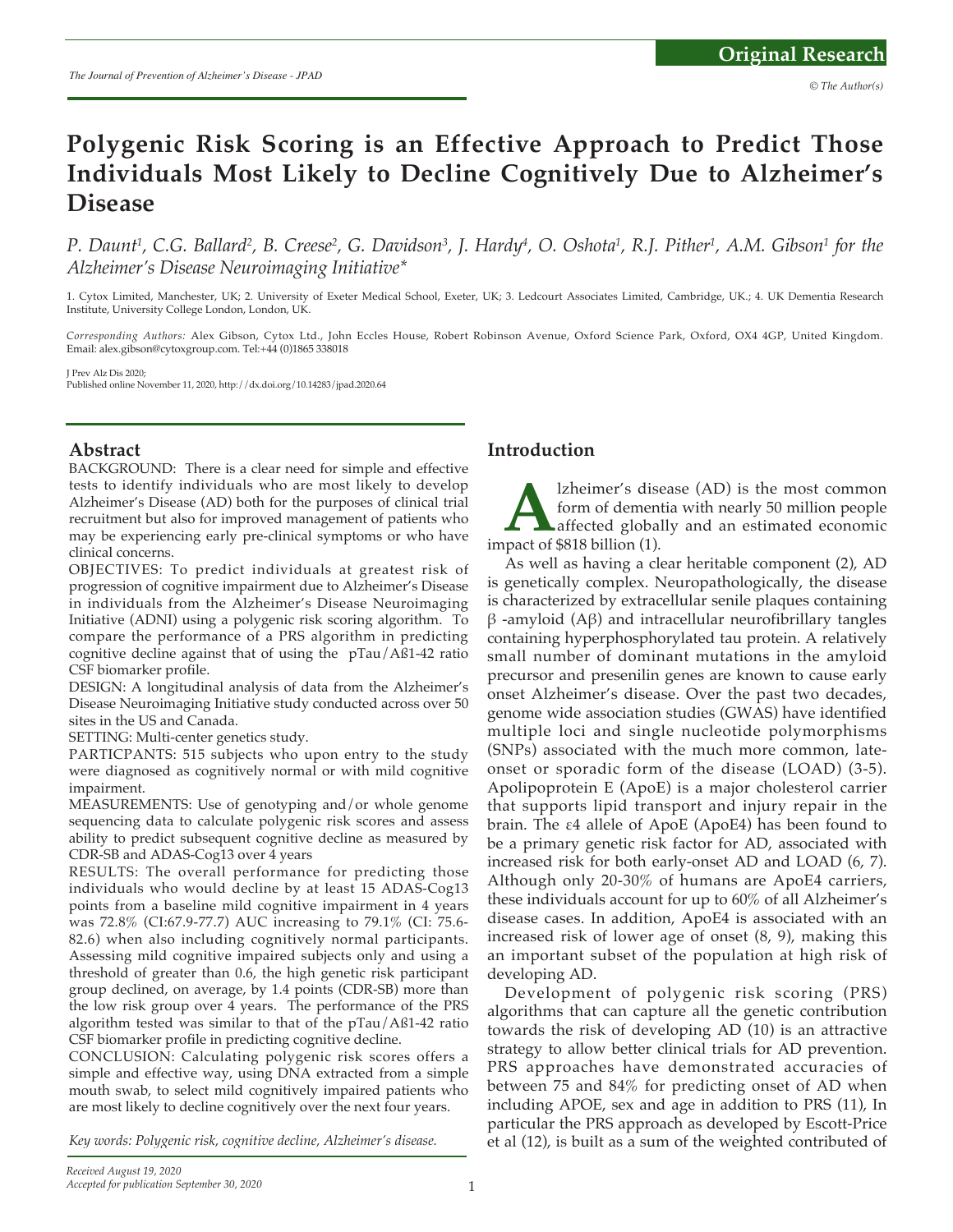Original Research

# Polygenic Risk Scoring is an Effective Approach to Predict Those Individuals Most Likely to Decline Cognitively Due to Alzheimer's Disease

*P. Daunt[1], C.G. Ballard[2], B. Creese[2], G. Davidson[3], J. Hardy[4], O. Oshota[1], R.J. Pither[1], A.M. Gibson[1] for the Alzheimer's Disease Neuroimaging Initiative\**

1. Cytox Limited, Manchester, UK; 2. University of Exeter Medical School, Exeter, UK; 3. Ledcourt Associates Limited, Cambridge, UK.; 4. UK Dementia Research Institute, University College London, London, UK.

*Corresponding Authors:* Alex Gibson, Cytox Ltd., John Eccles House, Robert Robinson Avenue, Oxford Science Park, Oxford, OX4 4GP, United Kingdom. Email: alex.gibson@cytoxgroup.com. Tel:+44 (0)1865 338018

J Prev Alz Dis 2020;
Published online November 11, 2020, http://dx.doi.org/10.14283/jpad.2020.64

## Abstract

BACKGROUND: There is a clear need for simple and effective tests to identify individuals who are most likely to develop Alzheimer's Disease (AD) both for the purposes of clinical trial recruitment but also for improved management of patients who may be experiencing early pre-clinical symptoms or who have clinical concerns.

OBJECTIVES: To predict individuals at greatest risk of progression of cognitive impairment due to Alzheimer's Disease in individuals from the Alzheimer's Disease Neuroimaging Initiative (ADNI) using a polygenic risk scoring algorithm. To compare the performance of a PRS algorithm in predicting cognitive decline against that of using the pTau/Aß1-42 ratio CSF biomarker profile.

DESIGN: A longitudinal analysis of data from the Alzheimer's Disease Neuroimaging Initiative study conducted across over 50 sites in the US and Canada.

SETTING: Multi-center genetics study.

PARTCIPANTS: 515 subjects who upon entry to the study were diagnosed as cognitively normal or with mild cognitive impairment.

MEASUREMENTS: Use of genotyping and/or whole genome sequencing data to calculate polygenic risk scores and assess ability to predict subsequent cognitive decline as measured by CDR-SB and ADAS-Cog13 over 4 years

RESULTS: The overall performance for predicting those individuals who would decline by at least 15 ADAS-Cog13 points from a baseline mild cognitive impairment in 4 years was 72.8% (CI:67.9-77.7) AUC increasing to 79.1% (CI: 75.6-82.6) when also including cognitively normal participants. Assessing mild cognitive impaired subjects only and using a threshold of greater than 0.6, the high genetic risk participant group declined, on average, by 1.4 points (CDR-SB) more than the low risk group over 4 years. The performance of the PRS algorithm tested was similar to that of the pTau/Aß1-42 ratio CSF biomarker profile in predicting cognitive decline.

CONCLUSION: Calculating polygenic risk scores offers a simple and effective way, using DNA extracted from a simple mouth swab, to select mild cognitively impaired patients who are most likely to decline cognitively over the next four years.

*Key words: Polygenic risk, cognitive decline, Alzheimer's disease.*

*Received August 19, 2020*
*Accepted for publication September 30, 2020*

## Introduction

Alzheimer's disease (AD) is the most common form of dementia with nearly 50 million people affected globally and an estimated economic impact of $818 billion (1).

As well as having a clear heritable component (2), AD is genetically complex. Neuropathologically, the disease is characterized by extracellular senile plaques containing β -amyloid (Aβ) and intracellular neurofibrillary tangles containing hyperphosphorylated tau protein. A relatively small number of dominant mutations in the amyloid precursor and presenilin genes are known to cause early onset Alzheimer's disease. Over the past two decades, genome wide association studies (GWAS) have identified multiple loci and single nucleotide polymorphisms (SNPs) associated with the much more common, late-onset or sporadic form of the disease (LOAD) (3-5). Apolipoprotein E (ApoE) is a major cholesterol carrier that supports lipid transport and injury repair in the brain. The ε4 allele of ApoE (ApoE4) has been found to be a primary genetic risk factor for AD, associated with increased risk for both early-onset AD and LOAD (6, 7). Although only 20-30% of humans are ApoE4 carriers, these individuals account for up to 60% of all Alzheimer's disease cases. In addition, ApoE4 is associated with an increased risk of lower age of onset (8, 9), making this an important subset of the population at high risk of developing AD.

Development of polygenic risk scoring (PRS) algorithms that can capture all the genetic contribution towards the risk of developing AD (10) is an attractive strategy to allow better clinical trials for AD prevention. PRS approaches have demonstrated accuracies of between 75 and 84% for predicting onset of AD when including APOE, sex and age in addition to PRS (11), In particular the PRS approach as developed by Escott-Price et al (12), is built as a sum of the weighted contributed of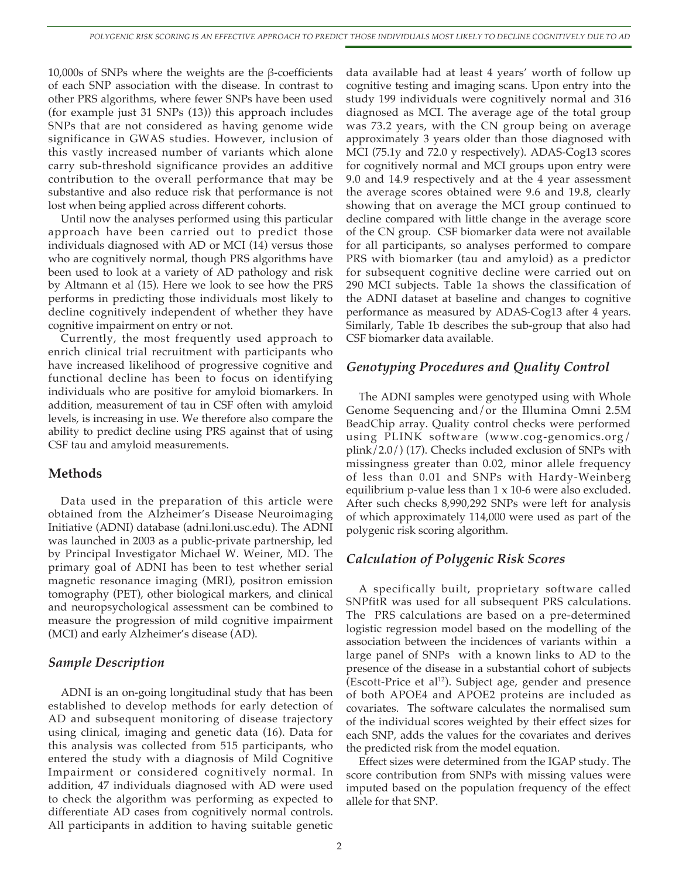10,000s of SNPs where the weights are the β-coefficients of each SNP association with the disease. In contrast to other PRS algorithms, where fewer SNPs have been used (for example just 31 SNPs (13)) this approach includes SNPs that are not considered as having genome wide significance in GWAS studies. However, inclusion of this vastly increased number of variants which alone carry sub-threshold significance provides an additive contribution to the overall performance that may be substantive and also reduce risk that performance is not lost when being applied across different cohorts.

Until now the analyses performed using this particular approach have been carried out to predict those individuals diagnosed with AD or MCI (14) versus those who are cognitively normal, though PRS algorithms have been used to look at a variety of AD pathology and risk by Altmann et al (15). Here we look to see how the PRS performs in predicting those individuals most likely to decline cognitively independent of whether they have cognitive impairment on entry or not.

Currently, the most frequently used approach to enrich clinical trial recruitment with participants who have increased likelihood of progressive cognitive and functional decline has been to focus on identifying individuals who are positive for amyloid biomarkers. In addition, measurement of tau in CSF often with amyloid levels, is increasing in use. We therefore also compare the ability to predict decline using PRS against that of using CSF tau and amyloid measurements.

## Methods

Data used in the preparation of this article were obtained from the Alzheimer's Disease Neuroimaging Initiative (ADNI) database (adni.loni.usc.edu). The ADNI was launched in 2003 as a public-private partnership, led by Principal Investigator Michael W. Weiner, MD. The primary goal of ADNI has been to test whether serial magnetic resonance imaging (MRI), positron emission tomography (PET), other biological markers, and clinical and neuropsychological assessment can be combined to measure the progression of mild cognitive impairment (MCI) and early Alzheimer's disease (AD).

### *Sample Description*

ADNI is an on-going longitudinal study that has been established to develop methods for early detection of AD and subsequent monitoring of disease trajectory using clinical, imaging and genetic data (16). Data for this analysis was collected from 515 participants, who entered the study with a diagnosis of Mild Cognitive Impairment or considered cognitively normal. In addition, 47 individuals diagnosed with AD were used to check the algorithm was performing as expected to differentiate AD cases from cognitively normal controls. All participants in addition to having suitable genetic data available had at least 4 years' worth of follow up cognitive testing and imaging scans. Upon entry into the study 199 individuals were cognitively normal and 316 diagnosed as MCI. The average age of the total group was 73.2 years, with the CN group being on average approximately 3 years older than those diagnosed with MCI (75.1y and 72.0 y respectively). ADAS-Cog13 scores for cognitively normal and MCI groups upon entry were 9.0 and 14.9 respectively and at the 4 year assessment the average scores obtained were 9.6 and 19.8, clearly showing that on average the MCI group continued to decline compared with little change in the average score of the CN group. CSF biomarker data were not available for all participants, so analyses performed to compare PRS with biomarker (tau and amyloid) as a predictor for subsequent cognitive decline were carried out on 290 MCI subjects. Table 1a shows the classification of the ADNI dataset at baseline and changes to cognitive performance as measured by ADAS-Cog13 after 4 years. Similarly, Table 1b describes the sub-group that also had CSF biomarker data available.

### *Genotyping Procedures and Quality Control*

The ADNI samples were genotyped using with Whole Genome Sequencing and/or the Illumina Omni 2.5M BeadChip array. Quality control checks were performed using PLINK software (www.cog-genomics.org/plink/2.0/) (17). Checks included exclusion of SNPs with missingness greater than 0.02, minor allele frequency of less than 0.01 and SNPs with Hardy-Weinberg equilibrium p-value less than 1 x 10-6 were also excluded. After such checks 8,990,292 SNPs were left for analysis of which approximately 114,000 were used as part of the polygenic risk scoring algorithm.

### *Calculation of Polygenic Risk Scores*

A specifically built, proprietary software called SNPfitR was used for all subsequent PRS calculations. The PRS calculations are based on a pre-determined logistic regression model based on the modelling of the association between the incidences of variants within a large panel of SNPs with a known links to AD to the presence of the disease in a substantial cohort of subjects (Escott-Price et al[12]). Subject age, gender and presence of both APOE4 and APOE2 proteins are included as covariates. The software calculates the normalised sum of the individual scores weighted by their effect sizes for each SNP, adds the values for the covariates and derives the predicted risk from the model equation.

Effect sizes were determined from the IGAP study. The score contribution from SNPs with missing values were imputed based on the population frequency of the effect allele for that SNP.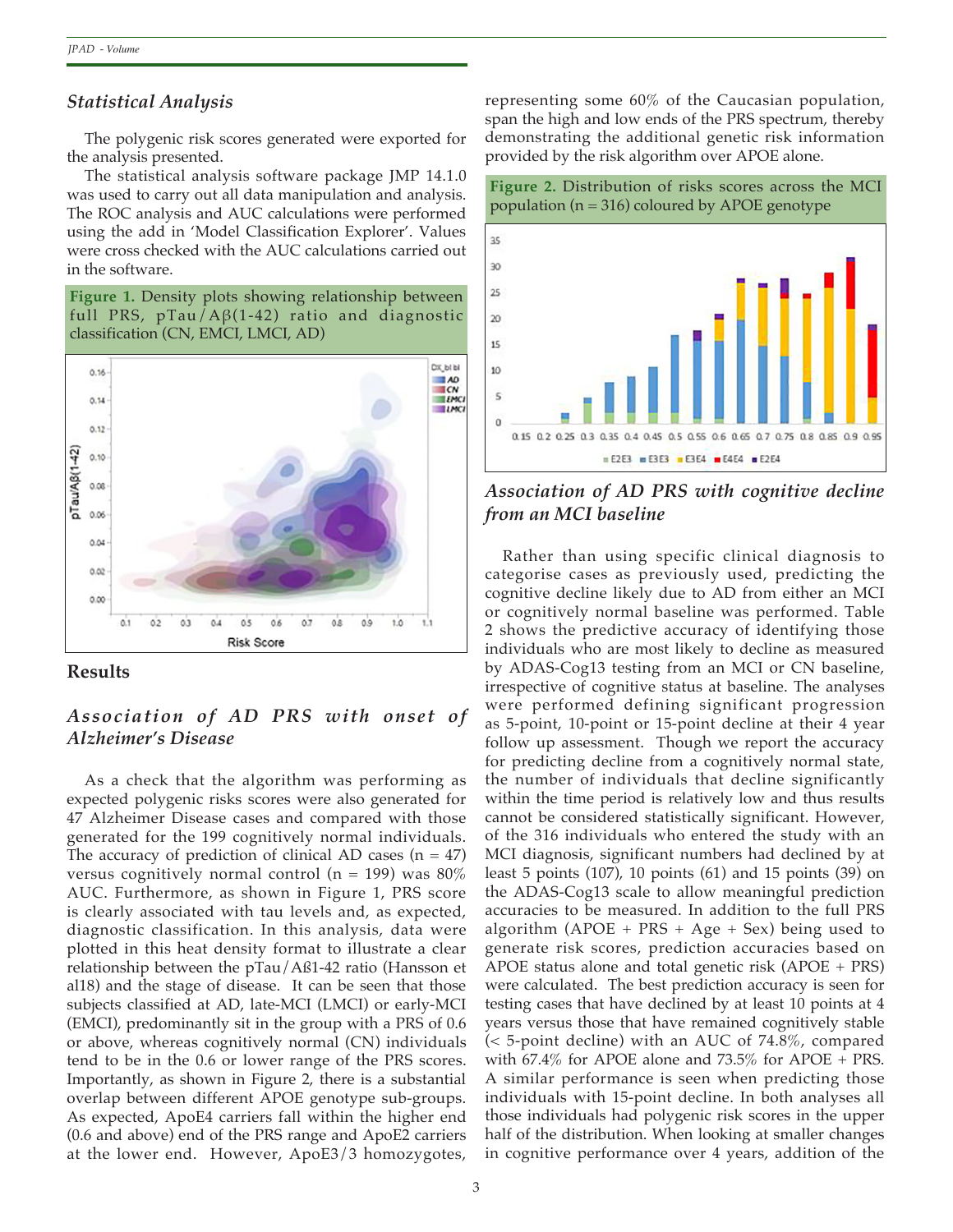## Statistical Analysis

The polygenic risk scores generated were exported for the analysis presented.

The statistical analysis software package JMP 14.1.0 was used to carry out all data manipulation and analysis. The ROC analysis and AUC calculations were performed using the add in 'Model Classification Explorer'. Values were cross checked with the AUC calculations carried out in the software.

**Figure 1.** Density plots showing relationship between full PRS, pTau/Aβ(1-42) ratio and diagnostic classification (CN, EMCI, LMCI, AD)

## Results

### Association of AD PRS with onset of Alzheimer's Disease

As a check that the algorithm was performing as expected polygenic risks scores were also generated for 47 Alzheimer Disease cases and compared with those generated for the 199 cognitively normal individuals. The accuracy of prediction of clinical AD cases (n = 47) versus cognitively normal control (n = 199) was 80% AUC. Furthermore, as shown in Figure 1, PRS score is clearly associated with tau levels and, as expected, diagnostic classification. In this analysis, data were plotted in this heat density format to illustrate a clear relationship between the pTau/Aß1-42 ratio (Hansson et al18) and the stage of disease. It can be seen that those subjects classified at AD, late-MCI (LMCI) or early-MCI (EMCI), predominantly sit in the group with a PRS of 0.6 or above, whereas cognitively normal (CN) individuals tend to be in the 0.6 or lower range of the PRS scores. Importantly, as shown in Figure 2, there is a substantial overlap between different APOE genotype sub-groups. As expected, ApoE4 carriers fall within the higher end (0.6 and above) end of the PRS range and ApoE2 carriers at the lower end. However, ApoE3/3 homozygotes, representing some 60% of the Caucasian population, span the high and low ends of the PRS spectrum, thereby demonstrating the additional genetic risk information provided by the risk algorithm over APOE alone.

**Figure 2.** Distribution of risks scores across the MCI population (n = 316) coloured by APOE genotype

### Association of AD PRS with cognitive decline from an MCI baseline

Rather than using specific clinical diagnosis to categorise cases as previously used, predicting the cognitive decline likely due to AD from either an MCI or cognitively normal baseline was performed. Table 2 shows the predictive accuracy of identifying those individuals who are most likely to decline as measured by ADAS-Cog13 testing from an MCI or CN baseline, irrespective of cognitive status at baseline. The analyses were performed defining significant progression as 5-point, 10-point or 15-point decline at their 4 year follow up assessment. Though we report the accuracy for predicting decline from a cognitively normal state, the number of individuals that decline significantly within the time period is relatively low and thus results cannot be considered statistically significant. However, of the 316 individuals who entered the study with an MCI diagnosis, significant numbers had declined by at least 5 points (107), 10 points (61) and 15 points (39) on the ADAS-Cog13 scale to allow meaningful prediction accuracies to be measured. In addition to the full PRS algorithm (APOE + PRS + Age + Sex) being used to generate risk scores, prediction accuracies based on APOE status alone and total genetic risk (APOE + PRS) were calculated. The best prediction accuracy is seen for testing cases that have declined by at least 10 points at 4 years versus those that have remained cognitively stable (< 5-point decline) with an AUC of 74.8%, compared with 67.4% for APOE alone and 73.5% for APOE + PRS. A similar performance is seen when predicting those individuals with 15-point decline. In both analyses all those individuals had polygenic risk scores in the upper half of the distribution. When looking at smaller changes in cognitive performance over 4 years, addition of the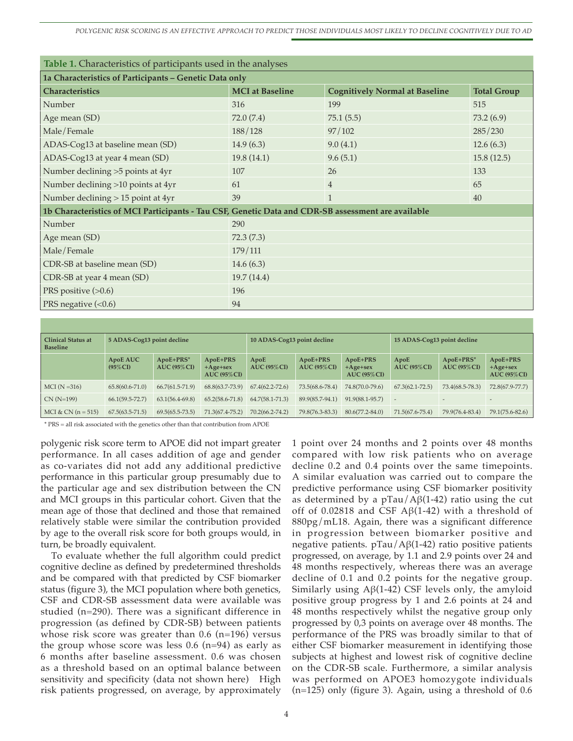**Table 1.** Characteristics of participants used in the analyses

| **1a Characteristics of Participants – Genetic Data only** | | | |
|---|---|---|---|
| **Characteristics** | **MCI at Baseline** | **Cognitively Normal at Baseline** | **Total Group** |
| Number | 316 | 199 | 515 |
| Age mean (SD) | 72.0 (7.4) | 75.1 (5.5) | 73.2 (6.9) |
| Male/Female | 188/128 | 97/102 | 285/230 |
| ADAS-Cog13 at baseline mean (SD) | 14.9 (6.3) | 9.0 (4.1) | 12.6 (6.3) |
| ADAS-Cog13 at year 4 mean (SD) | 19.8 (14.1) | 9.6 (5.1) | 15.8 (12.5) |
| Number declining >5 points at 4yr | 107 | 26 | 133 |
| Number declining >10 points at 4yr | 61 | 4 | 65 |
| Number declining > 15 point at 4yr | 39 | 1 | 40 |
| **1b Characteristics of MCI Participants - Tau CSF, Genetic Data and CDR-SB assessment are available** | | | |
| Number | 290 | | |
| Age mean (SD) | 72.3 (7.3) | | |
| Male/Female | 179/111 | | |
| CDR-SB at baseline mean (SD) | 14.6 (6.3) | | |
| CDR-SB at year 4 mean (SD) | 19.7 (14.4) | | |
| PRS positive (>0.6) | 196 | | |
| PRS negative (<0.6) | 94 | | |

| **Clinical Status at Baseline** | **5 ADAS-Cog13 point decline** | | | **10 ADAS-Cog13 point decline** | | | **15 ADAS-Cog13 point decline** | | |
|---|---|---|---|---|---|---|---|---|---|
| | **ApoE AUC (95%CI)** | **ApoE+PRS* AUC (95%CI)** | **ApoE+PRS +Age+sex AUC (95%CI)** | **ApoE AUC (95%CI)** | **ApoE+PRS AUC (95%CI)** | **ApoE+PRS +Age+sex AUC (95%CI)** | **ApoE AUC (95%CI)** | **ApoE+PRS* AUC (95%CI)** | **ApoE+PRS +Age+sex AUC (95%CI)** |
| MCI (N =316) | 65.8(60.6-71.0) | 66.7(61.5-71.9) | 68.8(63.7-73.9) | 67.4(62.2-72.6) | 73.5(68.6-78.4) | 74.8(70.0-79.6) | 67.3(62.1-72.5) | 73.4(68.5-78.3) | 72.8(67.9-77.7) |
| CN (N=199) | 66.1(59.5-72.7) | 63.1(56.4-69.8) | 65.2(58.6-71.8) | 64.7(58.1-71.3) | 89.9(85.7-94.1) | 91.9(88.1-95.7) | - | - | - |
| MCI & CN (n = 515) | 67.5(63.5-71.5) | 69.5(65.5-73.5) | 71.3(67.4-75.2) | 70.2(66.2-74.2) | 79.8(76.3-83.3) | 80.6(77.2-84.0) | 71.5(67.6-75.4) | 79.9(76.4-83.4) | 79.1(75.6-82.6) |

* PRS = all risk associated with the genetics other than that contribution from APOE

polygenic risk score term to APOE did not impart greater performance. In all cases addition of age and gender as co-variates did not add any additional predictive performance in this particular group presumably due to the particular age and sex distribution between the CN and MCI groups in this particular cohort. Given that the mean age of those that declined and those that remained relatively stable were similar the contribution provided by age to the overall risk score for both groups would, in turn, be broadly equivalent.

To evaluate whether the full algorithm could predict cognitive decline as defined by predetermined thresholds and be compared with that predicted by CSF biomarker status (figure 3), the MCI population where both genetics, CSF and CDR-SB assessment data were available was studied (n=290). There was a significant difference in progression (as defined by CDR-SB) between patients whose risk score was greater than 0.6 (n=196) versus the group whose score was less 0.6 (n=94) as early as 6 months after baseline assessment. 0.6 was chosen as a threshold based on an optimal balance between sensitivity and specificity (data not shown here) High risk patients progressed, on average, by approximately 1 point over 24 months and 2 points over 48 months compared with low risk patients who on average decline 0.2 and 0.4 points over the same timepoints. A similar evaluation was carried out to compare the predictive performance using CSF biomarker positivity as determined by a pTau/Aβ(1-42) ratio using the cut off of 0.02818 and CSF Aβ(1-42) with a threshold of 880pg/mL18. Again, there was a significant difference in progression between biomarker positive and negative patients. pTau/Aβ(1-42) ratio positive patients progressed, on average, by 1.1 and 2.9 points over 24 and 48 months respectively, whereas there was an average decline of 0.1 and 0.2 points for the negative group. Similarly using Aβ(1-42) CSF levels only, the amyloid positive group progress by 1 and 2.6 points at 24 and 48 months respectively whilst the negative group only progressed by 0,3 points on average over 48 months. The performance of the PRS was broadly similar to that of either CSF biomarker measurement in identifying those subjects at highest and lowest risk of cognitive decline on the CDR-SB scale. Furthermore, a similar analysis was performed on APOE3 homozygote individuals (n=125) only (figure 3). Again, using a threshold of 0.6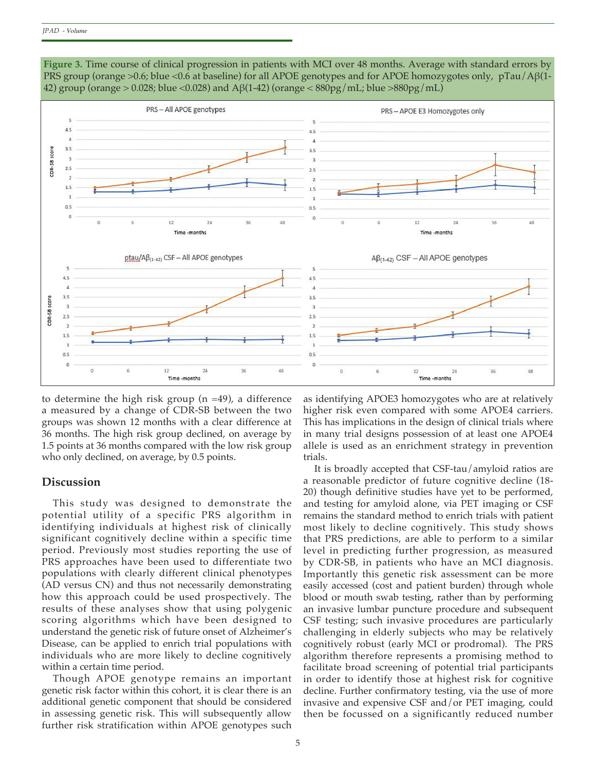**Figure 3.** Time course of clinical progression in patients with MCI over 48 months. Average with standard errors by PRS group (orange >0.6; blue <0.6 at baseline) for all APOE genotypes and for APOE homozygotes only, pTau/Aβ(1-42) group (orange > 0.028; blue <0.028) and Aβ(1-42) (orange < 880pg/mL; blue >880pg/mL)

to determine the high risk group (n =49), a difference a measured by a change of CDR-SB between the two groups was shown 12 months with a clear difference at 36 months. The high risk group declined, on average by 1.5 points at 36 months compared with the low risk group who only declined, on average, by 0.5 points.

## Discussion

This study was designed to demonstrate the potential utility of a specific PRS algorithm in identifying individuals at highest risk of clinically significant cognitively decline within a specific time period. Previously most studies reporting the use of PRS approaches have been used to differentiate two populations with clearly different clinical phenotypes (AD versus CN) and thus not necessarily demonstrating how this approach could be used prospectively. The results of these analyses show that using polygenic scoring algorithms which have been designed to understand the genetic risk of future onset of Alzheimer's Disease, can be applied to enrich trial populations with individuals who are more likely to decline cognitively within a certain time period.

Though APOE genotype remains an important genetic risk factor within this cohort, it is clear there is an additional genetic component that should be considered in assessing genetic risk. This will subsequently allow further risk stratification within APOE genotypes such as identifying APOE3 homozygotes who are at relatively higher risk even compared with some APOE4 carriers. This has implications in the design of clinical trials where in many trial designs possession of at least one APOE4 allele is used as an enrichment strategy in prevention trials.

It is broadly accepted that CSF-tau/amyloid ratios are a reasonable predictor of future cognitive decline (18-20) though definitive studies have yet to be performed, and testing for amyloid alone, via PET imaging or CSF remains the standard method to enrich trials with patient most likely to decline cognitively. This study shows that PRS predictions, are able to perform to a similar level in predicting further progression, as measured by CDR-SB, in patients who have an MCI diagnosis. Importantly this genetic risk assessment can be more easily accessed (cost and patient burden) through whole blood or mouth swab testing, rather than by performing an invasive lumbar puncture procedure and subsequent CSF testing; such invasive procedures are particularly challenging in elderly subjects who may be relatively cognitively robust (early MCI or prodromal). The PRS algorithm therefore represents a promising method to facilitate broad screening of potential trial participants in order to identify those at highest risk for cognitive decline. Further confirmatory testing, via the use of more invasive and expensive CSF and/or PET imaging, could then be focussed on a significantly reduced number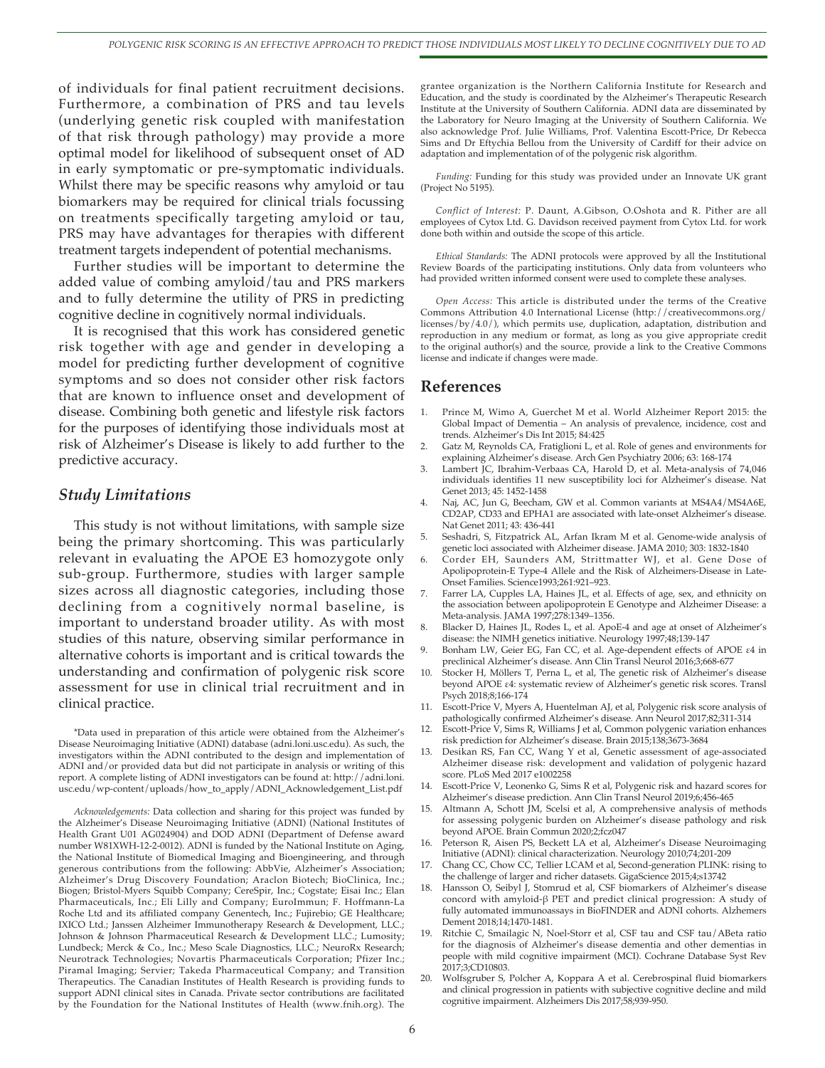of individuals for final patient recruitment decisions. Furthermore, a combination of PRS and tau levels (underlying genetic risk coupled with manifestation of that risk through pathology) may provide a more optimal model for likelihood of subsequent onset of AD in early symptomatic or pre-symptomatic individuals. Whilst there may be specific reasons why amyloid or tau biomarkers may be required for clinical trials focussing on treatments specifically targeting amyloid or tau, PRS may have advantages for therapies with different treatment targets independent of potential mechanisms.

Further studies will be important to determine the added value of combing amyloid/tau and PRS markers and to fully determine the utility of PRS in predicting cognitive decline in cognitively normal individuals.

It is recognised that this work has considered genetic risk together with age and gender in developing a model for predicting further development of cognitive symptoms and so does not consider other risk factors that are known to influence onset and development of disease. Combining both genetic and lifestyle risk factors for the purposes of identifying those individuals most at risk of Alzheimer's Disease is likely to add further to the predictive accuracy.

### *Study Limitations*

This study is not without limitations, with sample size being the primary shortcoming. This was particularly relevant in evaluating the APOE E3 homozygote only sub-group. Furthermore, studies with larger sample sizes across all diagnostic categories, including those declining from a cognitively normal baseline, is important to understand broader utility. As with most studies of this nature, observing similar performance in alternative cohorts is important and is critical towards the understanding and confirmation of polygenic risk score assessment for use in clinical trial recruitment and in clinical practice.

*Data used in preparation of this article were obtained from the Alzheimer's Disease Neuroimaging Initiative (ADNI) database (adni.loni.usc.edu). As such, the investigators within the ADNI contributed to the design and implementation of ADNI and/or provided data but did not participate in analysis or writing of this report. A complete listing of ADNI investigators can be found at: http://adni.loni.usc.edu/wp-content/uploads/how_to_apply/ADNI_Acknowledgement_List.pdf

*Acknowledgements:* Data collection and sharing for this project was funded by the Alzheimer's Disease Neuroimaging Initiative (ADNI) (National Institutes of Health Grant U01 AG024904) and DOD ADNI (Department of Defense award number W81XWH-12-2-0012). ADNI is funded by the National Institute on Aging, the National Institute of Biomedical Imaging and Bioengineering, and through generous contributions from the following: AbbVie, Alzheimer's Association; Alzheimer's Drug Discovery Foundation; Araclon Biotech; BioClinica, Inc.; Biogen; Bristol-Myers Squibb Company; CereSpir, Inc.; Cogstate; Eisai Inc.; Elan Pharmaceuticals, Inc.; Eli Lilly and Company; EuroImmun; F. Hoffmann-La Roche Ltd and its affiliated company Genentech, Inc.; Fujirebio; GE Healthcare; IXICO Ltd.; Janssen Alzheimer Immunotherapy Research & Development, LLC.; Johnson & Johnson Pharmaceutical Research & Development LLC.; Lumosity; Lundbeck; Merck & Co., Inc.; Meso Scale Diagnostics, LLC.; NeuroRx Research; Neurotrack Technologies; Novartis Pharmaceuticals Corporation; Pfizer Inc.; Piramal Imaging; Servier; Takeda Pharmaceutical Company; and Transition Therapeutics. The Canadian Institutes of Health Research is providing funds to support ADNI clinical sites in Canada. Private sector contributions are facilitated by the Foundation for the National Institutes of Health (www.fnih.org). The grantee organization is the Northern California Institute for Research and Education, and the study is coordinated by the Alzheimer's Therapeutic Research Institute at the University of Southern California. ADNI data are disseminated by the Laboratory for Neuro Imaging at the University of Southern California. We also acknowledge Prof. Julie Williams, Prof. Valentina Escott-Price, Dr Rebecca Sims and Dr Eftychia Bellou from the University of Cardiff for their advice on adaptation and implementation of of the polygenic risk algorithm.

*Funding:* Funding for this study was provided under an Innovate UK grant (Project No 5195).

*Conflict of Interest:* P. Daunt, A.Gibson, O.Oshota and R. Pither are all employees of Cytox Ltd. G. Davidson received payment from Cytox Ltd. for work done both within and outside the scope of this article.

*Ethical Standards:* The ADNI protocols were approved by all the Institutional Review Boards of the participating institutions. Only data from volunteers who had provided written informed consent were used to complete these analyses.

*Open Access:* This article is distributed under the terms of the Creative Commons Attribution 4.0 International License (http://creativecommons.org/licenses/by/4.0/), which permits use, duplication, adaptation, distribution and reproduction in any medium or format, as long as you give appropriate credit to the original author(s) and the source, provide a link to the Creative Commons license and indicate if changes were made.

## References

1. Prince M, Wimo A, Guerchet M et al. World Alzheimer Report 2015: the Global Impact of Dementia – An analysis of prevalence, incidence, cost and trends. Alzheimer's Dis Int 2015; 84:425
2. Gatz M, Reynolds CA, Fratiglioni L, et al. Role of genes and environments for explaining Alzheimer's disease. Arch Gen Psychiatry 2006; 63: 168-174
3. Lambert JC, Ibrahim-Verbaas CA, Harold D, et al. Meta-analysis of 74,046 individuals identifies 11 new susceptibility loci for Alzheimer's disease. Nat Genet 2013; 45: 1452-1458
4. Naj, AC, Jun G, Beecham, GW et al. Common variants at MS4A4/MS4A6E, CD2AP, CD33 and EPHA1 are associated with late-onset Alzheimer's disease. Nat Genet 2011; 43: 436-441
5. Seshadri, S, Fitzpatrick AL, Arfan Ikram M et al. Genome-wide analysis of genetic loci associated with Alzheimer disease. JAMA 2010; 303: 1832-1840
6. Corder EH, Saunders AM, Strittmatter WJ, et al. Gene Dose of Apolipoprotein-E Type-4 Allele and the Risk of Alzheimers-Disease in Late-Onset Families. Science1993;261:921–923.
7. Farrer LA, Cupples LA, Haines JL, et al. Effects of age, sex, and ethnicity on the association between apolipoprotein E Genotype and Alzheimer Disease: a Meta-analysis. JAMA 1997;278:1349–1356.
8. Blacker D, Haines JL, Rodes L, et al. ApoE-4 and age at onset of Alzheimer's disease: the NIMH genetics initiative. Neurology 1997;48;139-147
9. Bonham LW, Geier EG, Fan CC, et al. Age-dependent effects of APOE ε4 in preclinical Alzheimer's disease. Ann Clin Transl Neurol 2016;3;668-677
10. Stocker H, Möllers T, Perna L, et al, The genetic risk of Alzheimer's disease beyond APOE ε4: systematic review of Alzheimer's genetic risk scores. Transl Psych 2018;8;166-174
11. Escott-Price V, Myers A, Huentelman AJ, et al, Polygenic risk score analysis of pathologically confirmed Alzheimer's disease. Ann Neurol 2017;82;311-314
12. Escott-Price V, Sims R, Williams J et al, Common polygenic variation enhances risk prediction for Alzheimer's disease. Brain 2015;138;3673-3684
13. Desikan RS, Fan CC, Wang Y et al, Genetic assessment of age-associated Alzheimer disease risk: development and validation of polygenic hazard score. PLoS Med 2017 e1002258
14. Escott-Price V, Leonenko G, Sims R et al, Polygenic risk and hazard scores for Alzheimer's disease prediction. Ann Clin Transl Neurol 2019;6;456-465
15. Altmann A, Schott JM, Scelsi et al, A comprehensive analysis of methods for assessing polygenic burden on Alzheimer's disease pathology and risk beyond APOE. Brain Commun 2020;2;fcz047
16. Peterson R, Aisen PS, Beckett LA et al, Alzheimer's Disease Neuroimaging Initiative (ADNI): clinical characterization. Neurology 2010;74;201-209
17. Chang CC, Chow CC, Tellier LCAM et al, Second-generation PLINK: rising to the challenge of larger and richer datasets. GigaScience 2015;4;s13742
18. Hansson O, Seibyl J, Stomrud et al, CSF biomarkers of Alzheimer's disease concord with amyloid-β PET and predict clinical progression: A study of fully automated immunoassays in BioFINDER and ADNI cohorts. Alzhemers Dement 2018;14;1470-1481.
19. Ritchie C, Smailagic N, Noel-Storr et al, CSF tau and CSF tau/ABeta ratio for the diagnosis of Alzheimer's disease dementia and other dementias in people with mild cognitive impairment (MCI). Cochrane Database Syst Rev 2017;3;CD10803.
20. Wolfsgruber S, Polcher A, Koppara A et al. Cerebrospinal fluid biomarkers and clinical progression in patients with subjective cognitive decline and mild cognitive impairment. Alzheimers Dis 2017;58;939-950.